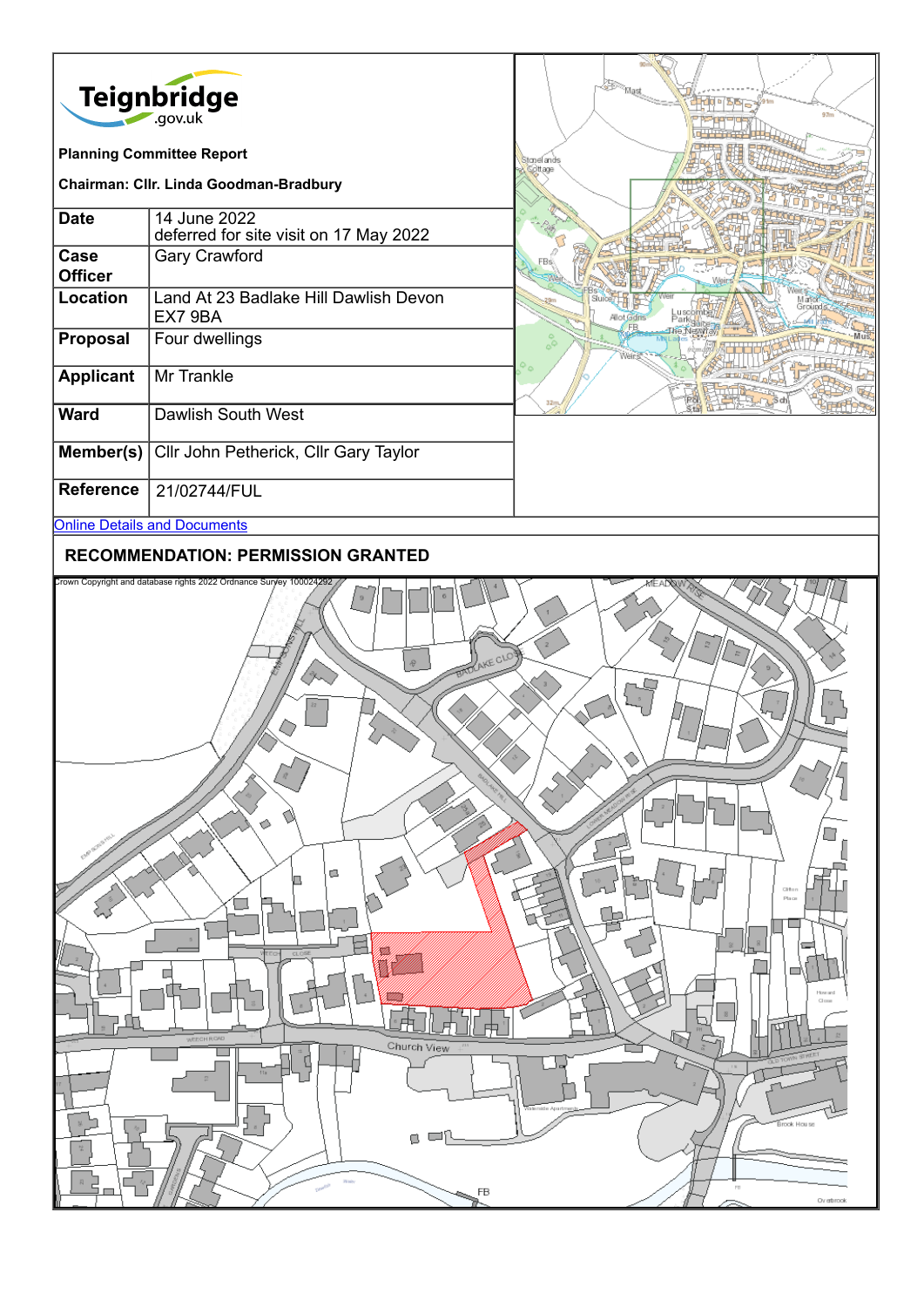Teignbridge.gov.uk

**Planning Committee Report**

**Chairman: Cllr. Linda Goodman-Bradbury**

| | |
|---|---|
| **Date** | 14 June 2022<br>deferred for site visit on 17 May 2022 |
| **Case Officer** | Gary Crawford |
| **Location** | Land At 23 Badlake Hill Dawlish Devon EX7 9BA |
| **Proposal** | Four dwellings |
| **Applicant** | Mr Trankle |
| **Ward** | Dawlish South West |
| **Member(s)** | Cllr John Petherick, Cllr Gary Taylor |
| **Reference** | 21/02744/FUL |

[Online Details and Documents](#)

**RECOMMENDATION: PERMISSION GRANTED**

Crown Copyright and database rights 2022 Ordnance Survey 100024292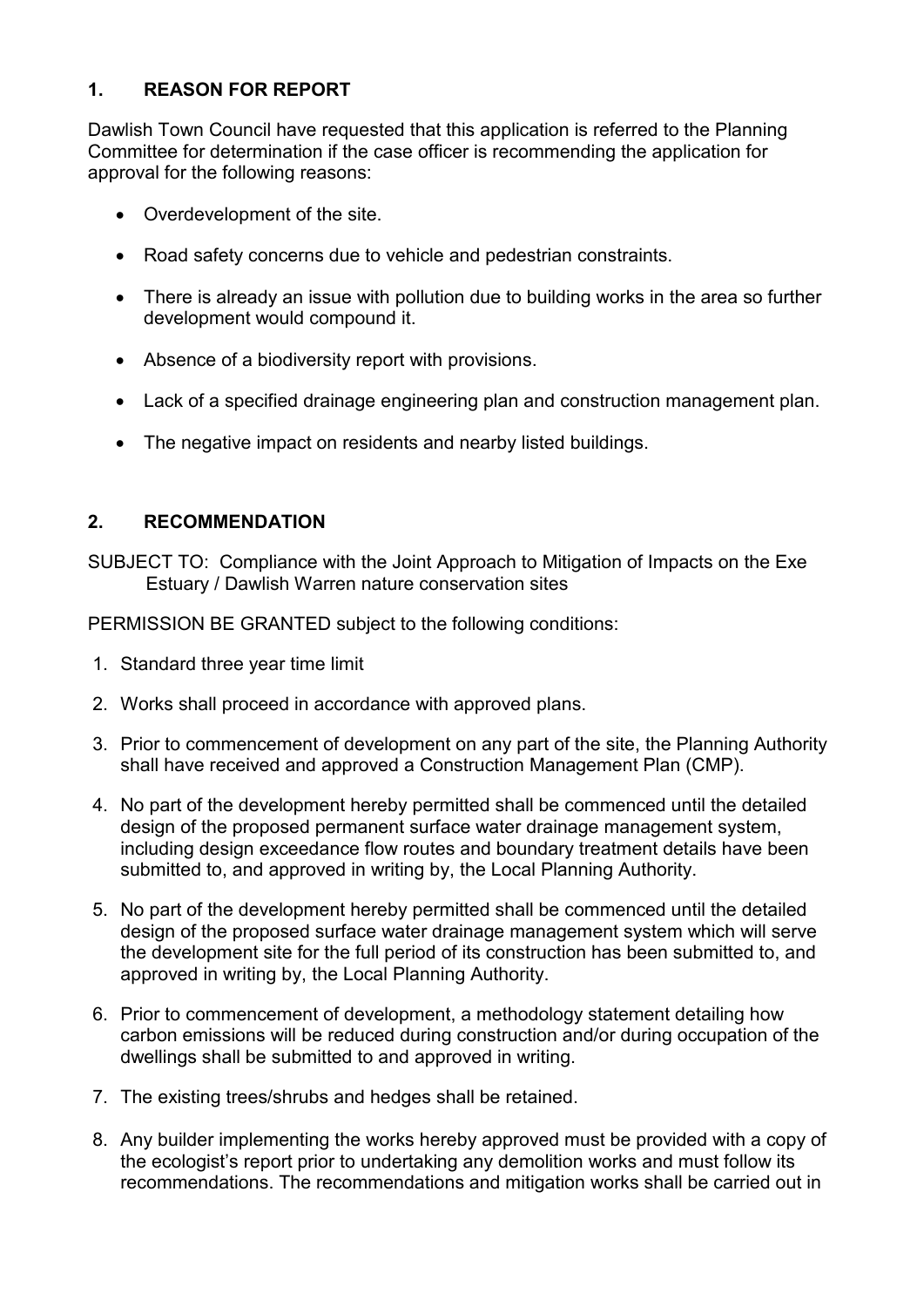## 1. REASON FOR REPORT

Dawlish Town Council have requested that this application is referred to the Planning Committee for determination if the case officer is recommending the application for approval for the following reasons:

- Overdevelopment of the site.
- Road safety concerns due to vehicle and pedestrian constraints.
- There is already an issue with pollution due to building works in the area so further development would compound it.
- Absence of a biodiversity report with provisions.
- Lack of a specified drainage engineering plan and construction management plan.
- The negative impact on residents and nearby listed buildings.

## 2. RECOMMENDATION

SUBJECT TO: Compliance with the Joint Approach to Mitigation of Impacts on the Exe Estuary / Dawlish Warren nature conservation sites

PERMISSION BE GRANTED subject to the following conditions:

1. Standard three year time limit
2. Works shall proceed in accordance with approved plans.
3. Prior to commencement of development on any part of the site, the Planning Authority shall have received and approved a Construction Management Plan (CMP).
4. No part of the development hereby permitted shall be commenced until the detailed design of the proposed permanent surface water drainage management system, including design exceedance flow routes and boundary treatment details have been submitted to, and approved in writing by, the Local Planning Authority.
5. No part of the development hereby permitted shall be commenced until the detailed design of the proposed surface water drainage management system which will serve the development site for the full period of its construction has been submitted to, and approved in writing by, the Local Planning Authority.
6. Prior to commencement of development, a methodology statement detailing how carbon emissions will be reduced during construction and/or during occupation of the dwellings shall be submitted to and approved in writing.
7. The existing trees/shrubs and hedges shall be retained.
8. Any builder implementing the works hereby approved must be provided with a copy of the ecologist's report prior to undertaking any demolition works and must follow its recommendations. The recommendations and mitigation works shall be carried out in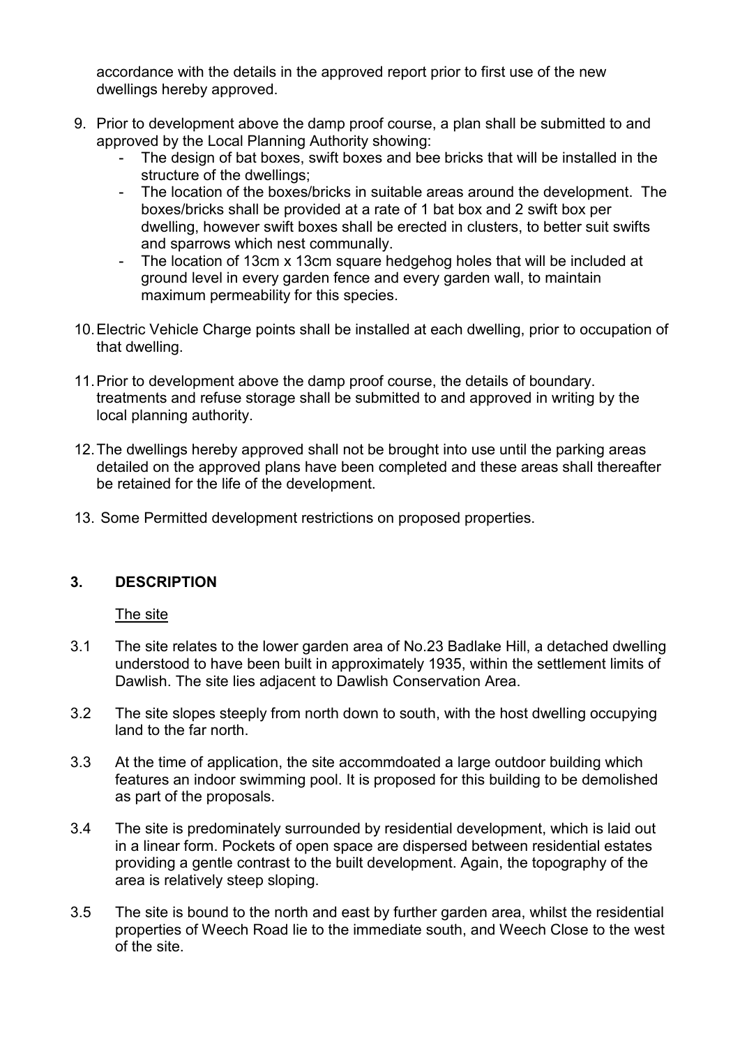accordance with the details in the approved report prior to first use of the new dwellings hereby approved.

9. Prior to development above the damp proof course, a plan shall be submitted to and approved by the Local Planning Authority showing:
   - The design of bat boxes, swift boxes and bee bricks that will be installed in the structure of the dwellings;
   - The location of the boxes/bricks in suitable areas around the development. The boxes/bricks shall be provided at a rate of 1 bat box and 2 swift box per dwelling, however swift boxes shall be erected in clusters, to better suit swifts and sparrows which nest communally.
   - The location of 13cm x 13cm square hedgehog holes that will be included at ground level in every garden fence and every garden wall, to maintain maximum permeability for this species.

10. Electric Vehicle Charge points shall be installed at each dwelling, prior to occupation of that dwelling.

11. Prior to development above the damp proof course, the details of boundary. treatments and refuse storage shall be submitted to and approved in writing by the local planning authority.

12. The dwellings hereby approved shall not be brought into use until the parking areas detailed on the approved plans have been completed and these areas shall thereafter be retained for the life of the development.

13. Some Permitted development restrictions on proposed properties.

## 3. DESCRIPTION

The site

3.1 The site relates to the lower garden area of No.23 Badlake Hill, a detached dwelling understood to have been built in approximately 1935, within the settlement limits of Dawlish. The site lies adjacent to Dawlish Conservation Area.

3.2 The site slopes steeply from north down to south, with the host dwelling occupying land to the far north.

3.3 At the time of application, the site accommdoated a large outdoor building which features an indoor swimming pool. It is proposed for this building to be demolished as part of the proposals.

3.4 The site is predominately surrounded by residential development, which is laid out in a linear form. Pockets of open space are dispersed between residential estates providing a gentle contrast to the built development. Again, the topography of the area is relatively steep sloping.

3.5 The site is bound to the north and east by further garden area, whilst the residential properties of Weech Road lie to the immediate south, and Weech Close to the west of the site.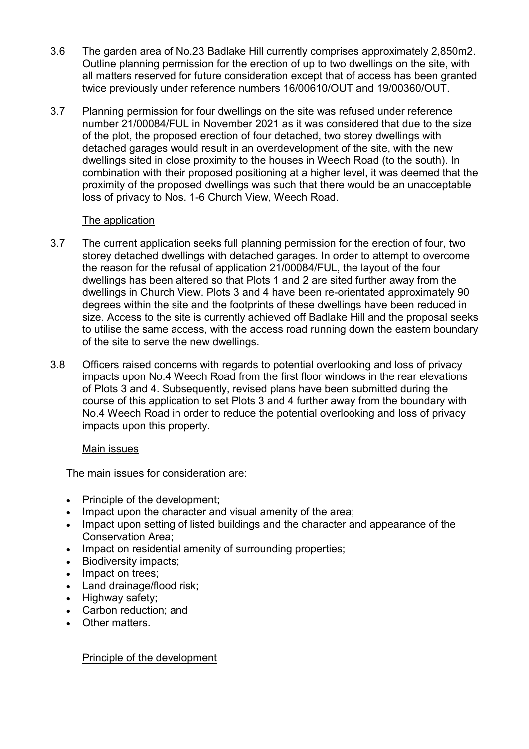3.6 The garden area of No.23 Badlake Hill currently comprises approximately 2,850m2. Outline planning permission for the erection of up to two dwellings on the site, with all matters reserved for future consideration except that of access has been granted twice previously under reference numbers 16/00610/OUT and 19/00360/OUT.

3.7 Planning permission for four dwellings on the site was refused under reference number 21/00084/FUL in November 2021 as it was considered that due to the size of the plot, the proposed erection of four detached, two storey dwellings with detached garages would result in an overdevelopment of the site, with the new dwellings sited in close proximity to the houses in Weech Road (to the south). In combination with their proposed positioning at a higher level, it was deemed that the proximity of the proposed dwellings was such that there would be an unacceptable loss of privacy to Nos. 1-6 Church View, Weech Road.

<u>The application</u>

3.7 The current application seeks full planning permission for the erection of four, two storey detached dwellings with detached garages. In order to attempt to overcome the reason for the refusal of application 21/00084/FUL, the layout of the four dwellings has been altered so that Plots 1 and 2 are sited further away from the dwellings in Church View. Plots 3 and 4 have been re-orientated approximately 90 degrees within the site and the footprints of these dwellings have been reduced in size. Access to the site is currently achieved off Badlake Hill and the proposal seeks to utilise the same access, with the access road running down the eastern boundary of the site to serve the new dwellings.

3.8 Officers raised concerns with regards to potential overlooking and loss of privacy impacts upon No.4 Weech Road from the first floor windows in the rear elevations of Plots 3 and 4. Subsequently, revised plans have been submitted during the course of this application to set Plots 3 and 4 further away from the boundary with No.4 Weech Road in order to reduce the potential overlooking and loss of privacy impacts upon this property.

<u>Main issues</u>

The main issues for consideration are:

- Principle of the development;
- Impact upon the character and visual amenity of the area;
- Impact upon setting of listed buildings and the character and appearance of the Conservation Area;
- Impact on residential amenity of surrounding properties;
- Biodiversity impacts;
- Impact on trees;
- Land drainage/flood risk;
- Highway safety;
- Carbon reduction; and
- Other matters.

<u>Principle of the development</u>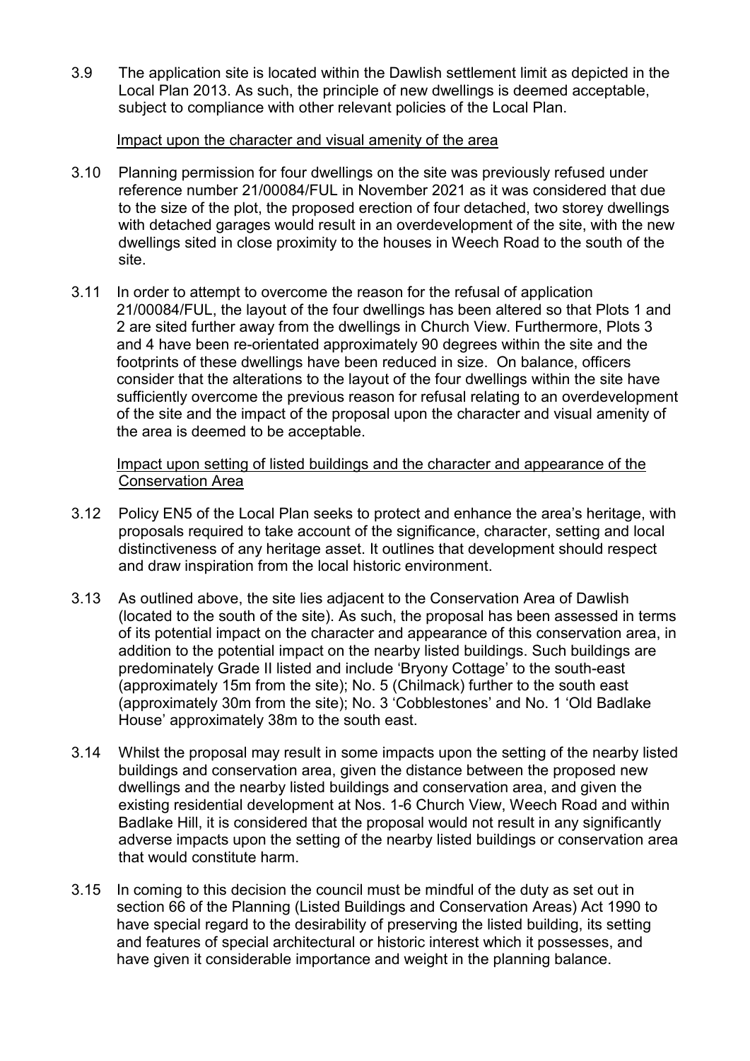3.9 The application site is located within the Dawlish settlement limit as depicted in the Local Plan 2013. As such, the principle of new dwellings is deemed acceptable, subject to compliance with other relevant policies of the Local Plan.

Impact upon the character and visual amenity of the area

3.10 Planning permission for four dwellings on the site was previously refused under reference number 21/00084/FUL in November 2021 as it was considered that due to the size of the plot, the proposed erection of four detached, two storey dwellings with detached garages would result in an overdevelopment of the site, with the new dwellings sited in close proximity to the houses in Weech Road to the south of the site.

3.11 In order to attempt to overcome the reason for the refusal of application 21/00084/FUL, the layout of the four dwellings has been altered so that Plots 1 and 2 are sited further away from the dwellings in Church View. Furthermore, Plots 3 and 4 have been re-orientated approximately 90 degrees within the site and the footprints of these dwellings have been reduced in size. On balance, officers consider that the alterations to the layout of the four dwellings within the site have sufficiently overcome the previous reason for refusal relating to an overdevelopment of the site and the impact of the proposal upon the character and visual amenity of the area is deemed to be acceptable.

Impact upon setting of listed buildings and the character and appearance of the Conservation Area

3.12 Policy EN5 of the Local Plan seeks to protect and enhance the area's heritage, with proposals required to take account of the significance, character, setting and local distinctiveness of any heritage asset. It outlines that development should respect and draw inspiration from the local historic environment.

3.13 As outlined above, the site lies adjacent to the Conservation Area of Dawlish (located to the south of the site). As such, the proposal has been assessed in terms of its potential impact on the character and appearance of this conservation area, in addition to the potential impact on the nearby listed buildings. Such buildings are predominately Grade II listed and include 'Bryony Cottage' to the south-east (approximately 15m from the site); No. 5 (Chilmack) further to the south east (approximately 30m from the site); No. 3 'Cobblestones' and No. 1 'Old Badlake House' approximately 38m to the south east.

3.14 Whilst the proposal may result in some impacts upon the setting of the nearby listed buildings and conservation area, given the distance between the proposed new dwellings and the nearby listed buildings and conservation area, and given the existing residential development at Nos. 1-6 Church View, Weech Road and within Badlake Hill, it is considered that the proposal would not result in any significantly adverse impacts upon the setting of the nearby listed buildings or conservation area that would constitute harm.

3.15 In coming to this decision the council must be mindful of the duty as set out in section 66 of the Planning (Listed Buildings and Conservation Areas) Act 1990 to have special regard to the desirability of preserving the listed building, its setting and features of special architectural or historic interest which it possesses, and have given it considerable importance and weight in the planning balance.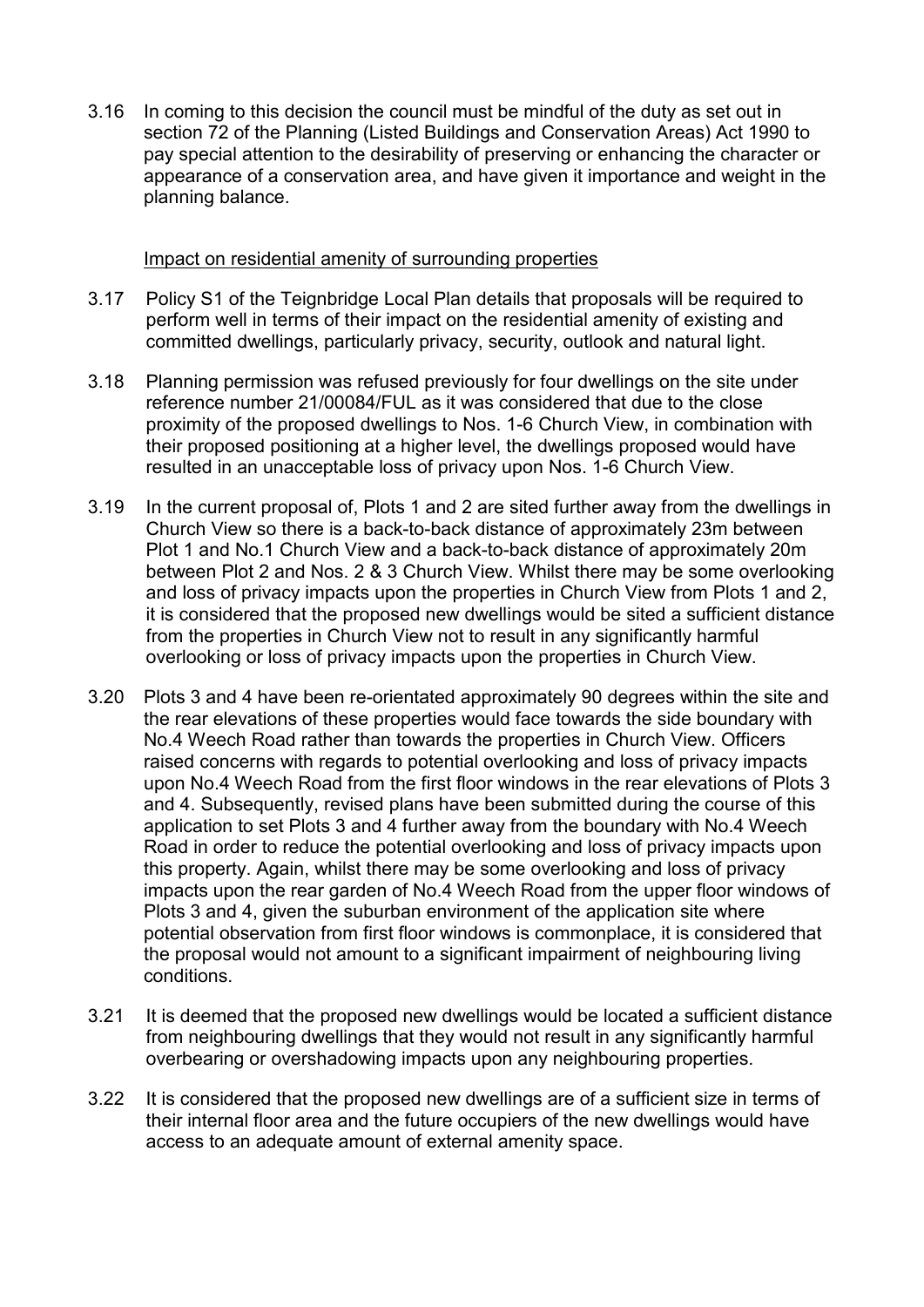3.16 In coming to this decision the council must be mindful of the duty as set out in section 72 of the Planning (Listed Buildings and Conservation Areas) Act 1990 to pay special attention to the desirability of preserving or enhancing the character or appearance of a conservation area, and have given it importance and weight in the planning balance.

<u>Impact on residential amenity of surrounding properties</u>

3.17 Policy S1 of the Teignbridge Local Plan details that proposals will be required to perform well in terms of their impact on the residential amenity of existing and committed dwellings, particularly privacy, security, outlook and natural light.

3.18 Planning permission was refused previously for four dwellings on the site under reference number 21/00084/FUL as it was considered that due to the close proximity of the proposed dwellings to Nos. 1-6 Church View, in combination with their proposed positioning at a higher level, the dwellings proposed would have resulted in an unacceptable loss of privacy upon Nos. 1-6 Church View.

3.19 In the current proposal of, Plots 1 and 2 are sited further away from the dwellings in Church View so there is a back-to-back distance of approximately 23m between Plot 1 and No.1 Church View and a back-to-back distance of approximately 20m between Plot 2 and Nos. 2 & 3 Church View. Whilst there may be some overlooking and loss of privacy impacts upon the properties in Church View from Plots 1 and 2, it is considered that the proposed new dwellings would be sited a sufficient distance from the properties in Church View not to result in any significantly harmful overlooking or loss of privacy impacts upon the properties in Church View.

3.20 Plots 3 and 4 have been re-orientated approximately 90 degrees within the site and the rear elevations of these properties would face towards the side boundary with No.4 Weech Road rather than towards the properties in Church View. Officers raised concerns with regards to potential overlooking and loss of privacy impacts upon No.4 Weech Road from the first floor windows in the rear elevations of Plots 3 and 4. Subsequently, revised plans have been submitted during the course of this application to set Plots 3 and 4 further away from the boundary with No.4 Weech Road in order to reduce the potential overlooking and loss of privacy impacts upon this property. Again, whilst there may be some overlooking and loss of privacy impacts upon the rear garden of No.4 Weech Road from the upper floor windows of Plots 3 and 4, given the suburban environment of the application site where potential observation from first floor windows is commonplace, it is considered that the proposal would not amount to a significant impairment of neighbouring living conditions.

3.21 It is deemed that the proposed new dwellings would be located a sufficient distance from neighbouring dwellings that they would not result in any significantly harmful overbearing or overshadowing impacts upon any neighbouring properties.

3.22 It is considered that the proposed new dwellings are of a sufficient size in terms of their internal floor area and the future occupiers of the new dwellings would have access to an adequate amount of external amenity space.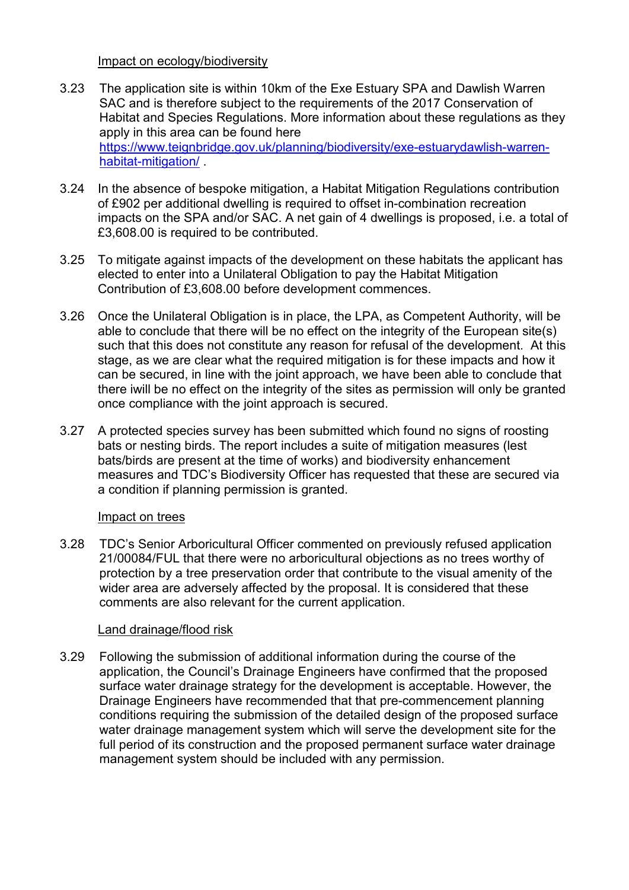Impact on ecology/biodiversity

3.23 The application site is within 10km of the Exe Estuary SPA and Dawlish Warren SAC and is therefore subject to the requirements of the 2017 Conservation of Habitat and Species Regulations. More information about these regulations as they apply in this area can be found here [https://www.teignbridge.gov.uk/planning/biodiversity/exe-estuarydawlish-warren-habitat-mitigation/](https://www.teignbridge.gov.uk/planning/biodiversity/exe-estuarydawlish-warren-habitat-mitigation/) .

3.24 In the absence of bespoke mitigation, a Habitat Mitigation Regulations contribution of £902 per additional dwelling is required to offset in-combination recreation impacts on the SPA and/or SAC. A net gain of 4 dwellings is proposed, i.e. a total of £3,608.00 is required to be contributed.

3.25 To mitigate against impacts of the development on these habitats the applicant has elected to enter into a Unilateral Obligation to pay the Habitat Mitigation Contribution of £3,608.00 before development commences.

3.26 Once the Unilateral Obligation is in place, the LPA, as Competent Authority, will be able to conclude that there will be no effect on the integrity of the European site(s) such that this does not constitute any reason for refusal of the development. At this stage, as we are clear what the required mitigation is for these impacts and how it can be secured, in line with the joint approach, we have been able to conclude that there iwill be no effect on the integrity of the sites as permission will only be granted once compliance with the joint approach is secured.

3.27 A protected species survey has been submitted which found no signs of roosting bats or nesting birds. The report includes a suite of mitigation measures (lest bats/birds are present at the time of works) and biodiversity enhancement measures and TDC's Biodiversity Officer has requested that these are secured via a condition if planning permission is granted.

Impact on trees

3.28 TDC's Senior Arboricultural Officer commented on previously refused application 21/00084/FUL that there were no arboricultural objections as no trees worthy of protection by a tree preservation order that contribute to the visual amenity of the wider area are adversely affected by the proposal. It is considered that these comments are also relevant for the current application.

Land drainage/flood risk

3.29 Following the submission of additional information during the course of the application, the Council's Drainage Engineers have confirmed that the proposed surface water drainage strategy for the development is acceptable. However, the Drainage Engineers have recommended that that pre-commencement planning conditions requiring the submission of the detailed design of the proposed surface water drainage management system which will serve the development site for the full period of its construction and the proposed permanent surface water drainage management system should be included with any permission.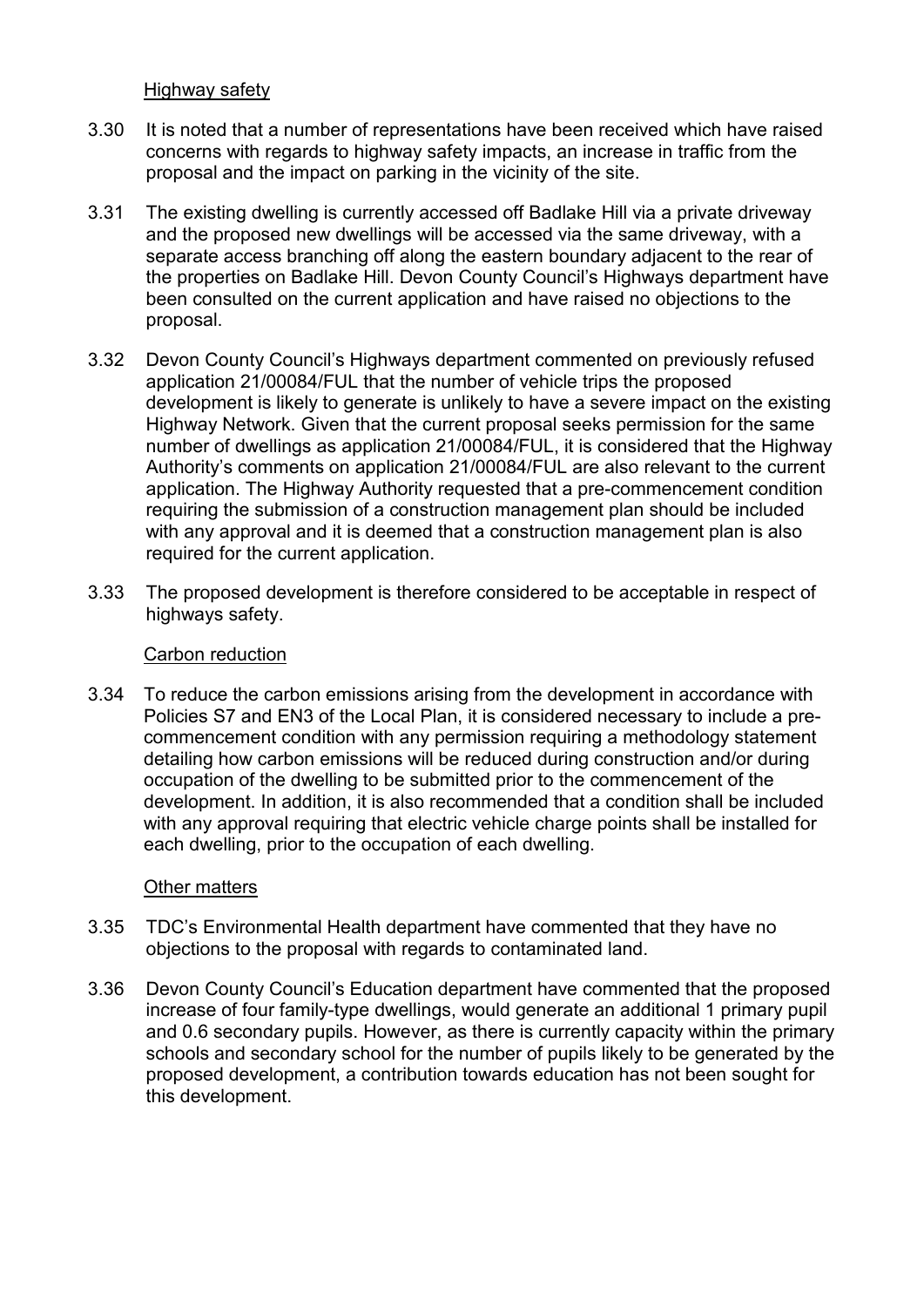Highway safety

3.30 It is noted that a number of representations have been received which have raised concerns with regards to highway safety impacts, an increase in traffic from the proposal and the impact on parking in the vicinity of the site.

3.31 The existing dwelling is currently accessed off Badlake Hill via a private driveway and the proposed new dwellings will be accessed via the same driveway, with a separate access branching off along the eastern boundary adjacent to the rear of the properties on Badlake Hill. Devon County Council's Highways department have been consulted on the current application and have raised no objections to the proposal.

3.32 Devon County Council's Highways department commented on previously refused application 21/00084/FUL that the number of vehicle trips the proposed development is likely to generate is unlikely to have a severe impact on the existing Highway Network. Given that the current proposal seeks permission for the same number of dwellings as application 21/00084/FUL, it is considered that the Highway Authority's comments on application 21/00084/FUL are also relevant to the current application. The Highway Authority requested that a pre-commencement condition requiring the submission of a construction management plan should be included with any approval and it is deemed that a construction management plan is also required for the current application.

3.33 The proposed development is therefore considered to be acceptable in respect of highways safety.

Carbon reduction

3.34 To reduce the carbon emissions arising from the development in accordance with Policies S7 and EN3 of the Local Plan, it is considered necessary to include a pre-commencement condition with any permission requiring a methodology statement detailing how carbon emissions will be reduced during construction and/or during occupation of the dwelling to be submitted prior to the commencement of the development. In addition, it is also recommended that a condition shall be included with any approval requiring that electric vehicle charge points shall be installed for each dwelling, prior to the occupation of each dwelling.

Other matters

3.35 TDC's Environmental Health department have commented that they have no objections to the proposal with regards to contaminated land.

3.36 Devon County Council's Education department have commented that the proposed increase of four family-type dwellings, would generate an additional 1 primary pupil and 0.6 secondary pupils. However, as there is currently capacity within the primary schools and secondary school for the number of pupils likely to be generated by the proposed development, a contribution towards education has not been sought for this development.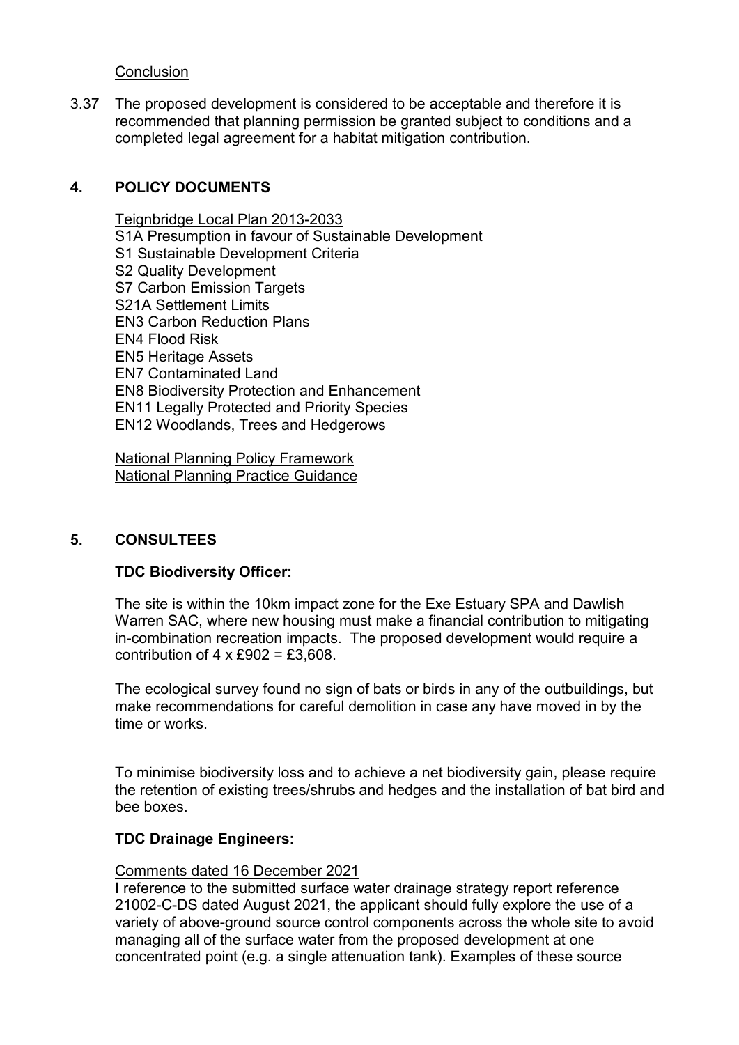Conclusion

3.37 The proposed development is considered to be acceptable and therefore it is recommended that planning permission be granted subject to conditions and a completed legal agreement for a habitat mitigation contribution.

## 4. POLICY DOCUMENTS

Teignbridge Local Plan 2013-2033
S1A Presumption in favour of Sustainable Development
S1 Sustainable Development Criteria
S2 Quality Development
S7 Carbon Emission Targets
S21A Settlement Limits
EN3 Carbon Reduction Plans
EN4 Flood Risk
EN5 Heritage Assets
EN7 Contaminated Land
EN8 Biodiversity Protection and Enhancement
EN11 Legally Protected and Priority Species
EN12 Woodlands, Trees and Hedgerows

National Planning Policy Framework
National Planning Practice Guidance

## 5. CONSULTEES

**TDC Biodiversity Officer:**

The site is within the 10km impact zone for the Exe Estuary SPA and Dawlish Warren SAC, where new housing must make a financial contribution to mitigating in-combination recreation impacts. The proposed development would require a contribution of 4 x £902 = £3,608.

The ecological survey found no sign of bats or birds in any of the outbuildings, but make recommendations for careful demolition in case any have moved in by the time or works.

To minimise biodiversity loss and to achieve a net biodiversity gain, please require the retention of existing trees/shrubs and hedges and the installation of bat bird and bee boxes.

**TDC Drainage Engineers:**

Comments dated 16 December 2021
I reference to the submitted surface water drainage strategy report reference 21002-C-DS dated August 2021, the applicant should fully explore the use of a variety of above-ground source control components across the whole site to avoid managing all of the surface water from the proposed development at one concentrated point (e.g. a single attenuation tank). Examples of these source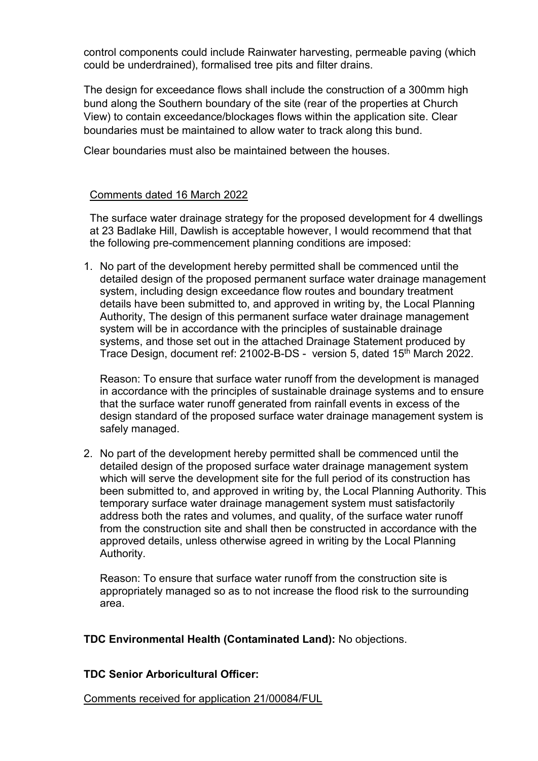control components could include Rainwater harvesting, permeable paving (which could be underdrained), formalised tree pits and filter drains.

The design for exceedance flows shall include the construction of a 300mm high bund along the Southern boundary of the site (rear of the properties at Church View) to contain exceedance/blockages flows within the application site. Clear boundaries must be maintained to allow water to track along this bund.

Clear boundaries must also be maintained between the houses.

Comments dated 16 March 2022

The surface water drainage strategy for the proposed development for 4 dwellings at 23 Badlake Hill, Dawlish is acceptable however, I would recommend that that the following pre-commencement planning conditions are imposed:

1. No part of the development hereby permitted shall be commenced until the detailed design of the proposed permanent surface water drainage management system, including design exceedance flow routes and boundary treatment details have been submitted to, and approved in writing by, the Local Planning Authority, The design of this permanent surface water drainage management system will be in accordance with the principles of sustainable drainage systems, and those set out in the attached Drainage Statement produced by Trace Design, document ref: 21002-B-DS - version 5, dated 15th March 2022.

   Reason: To ensure that surface water runoff from the development is managed in accordance with the principles of sustainable drainage systems and to ensure that the surface water runoff generated from rainfall events in excess of the design standard of the proposed surface water drainage management system is safely managed.

2. No part of the development hereby permitted shall be commenced until the detailed design of the proposed surface water drainage management system which will serve the development site for the full period of its construction has been submitted to, and approved in writing by, the Local Planning Authority. This temporary surface water drainage management system must satisfactorily address both the rates and volumes, and quality, of the surface water runoff from the construction site and shall then be constructed in accordance with the approved details, unless otherwise agreed in writing by the Local Planning Authority.

   Reason: To ensure that surface water runoff from the construction site is appropriately managed so as to not increase the flood risk to the surrounding area.

**TDC Environmental Health (Contaminated Land):** No objections.

**TDC Senior Arboricultural Officer:**

Comments received for application 21/00084/FUL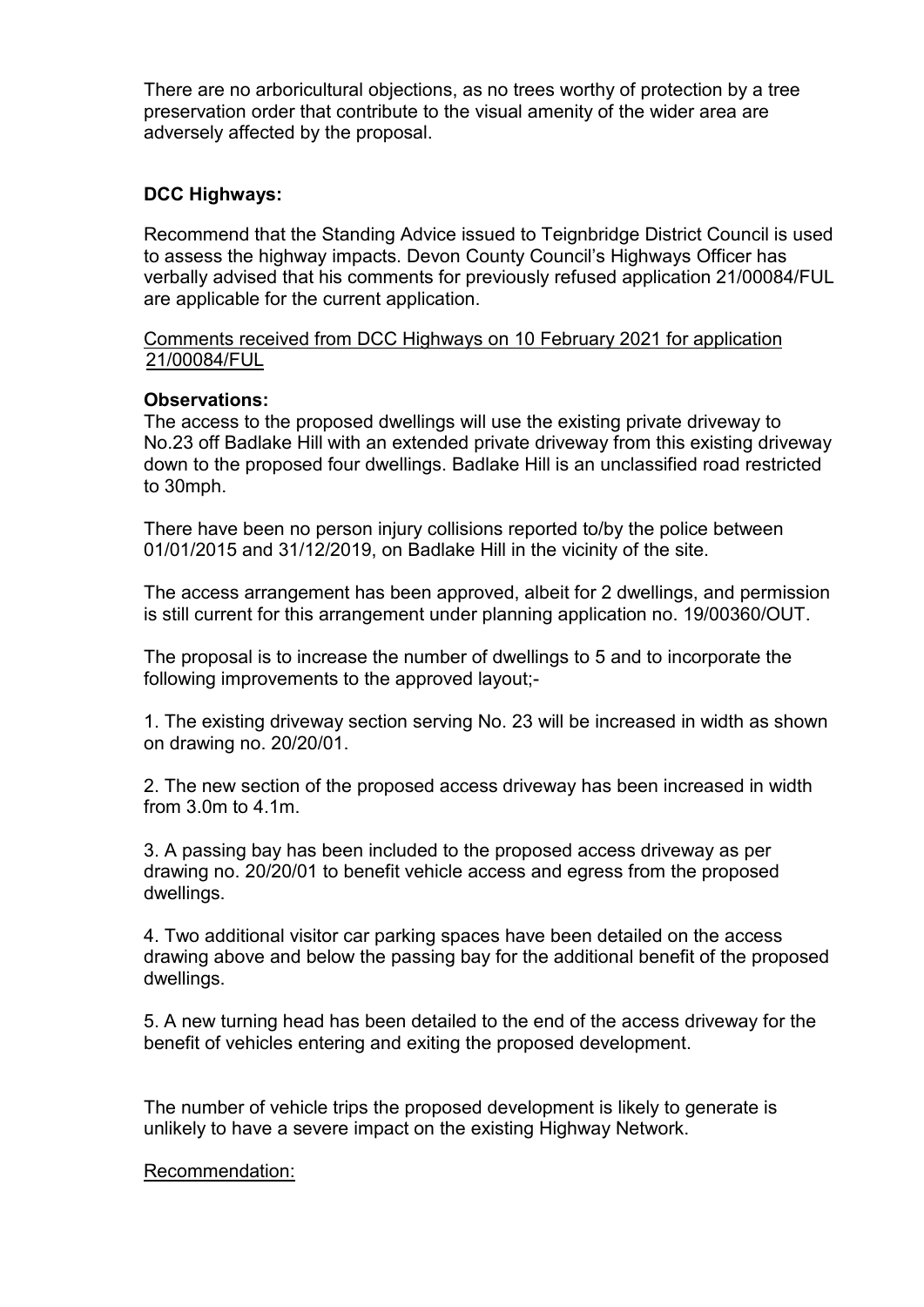There are no arboricultural objections, as no trees worthy of protection by a tree preservation order that contribute to the visual amenity of the wider area are adversely affected by the proposal.

**DCC Highways:**

Recommend that the Standing Advice issued to Teignbridge District Council is used to assess the highway impacts. Devon County Council's Highways Officer has verbally advised that his comments for previously refused application 21/00084/FUL are applicable for the current application.

<u>Comments received from DCC Highways on 10 February 2021 for application 21/00084/FUL</u>

**Observations:**

The access to the proposed dwellings will use the existing private driveway to No.23 off Badlake Hill with an extended private driveway from this existing driveway down to the proposed four dwellings. Badlake Hill is an unclassified road restricted to 30mph.

There have been no person injury collisions reported to/by the police between 01/01/2015 and 31/12/2019, on Badlake Hill in the vicinity of the site.

The access arrangement has been approved, albeit for 2 dwellings, and permission is still current for this arrangement under planning application no. 19/00360/OUT.

The proposal is to increase the number of dwellings to 5 and to incorporate the following improvements to the approved layout;-

1. The existing driveway section serving No. 23 will be increased in width as shown on drawing no. 20/20/01.

2. The new section of the proposed access driveway has been increased in width from 3.0m to 4.1m.

3. A passing bay has been included to the proposed access driveway as per drawing no. 20/20/01 to benefit vehicle access and egress from the proposed dwellings.

4. Two additional visitor car parking spaces have been detailed on the access drawing above and below the passing bay for the additional benefit of the proposed dwellings.

5. A new turning head has been detailed to the end of the access driveway for the benefit of vehicles entering and exiting the proposed development.

The number of vehicle trips the proposed development is likely to generate is unlikely to have a severe impact on the existing Highway Network.

<u>Recommendation:</u>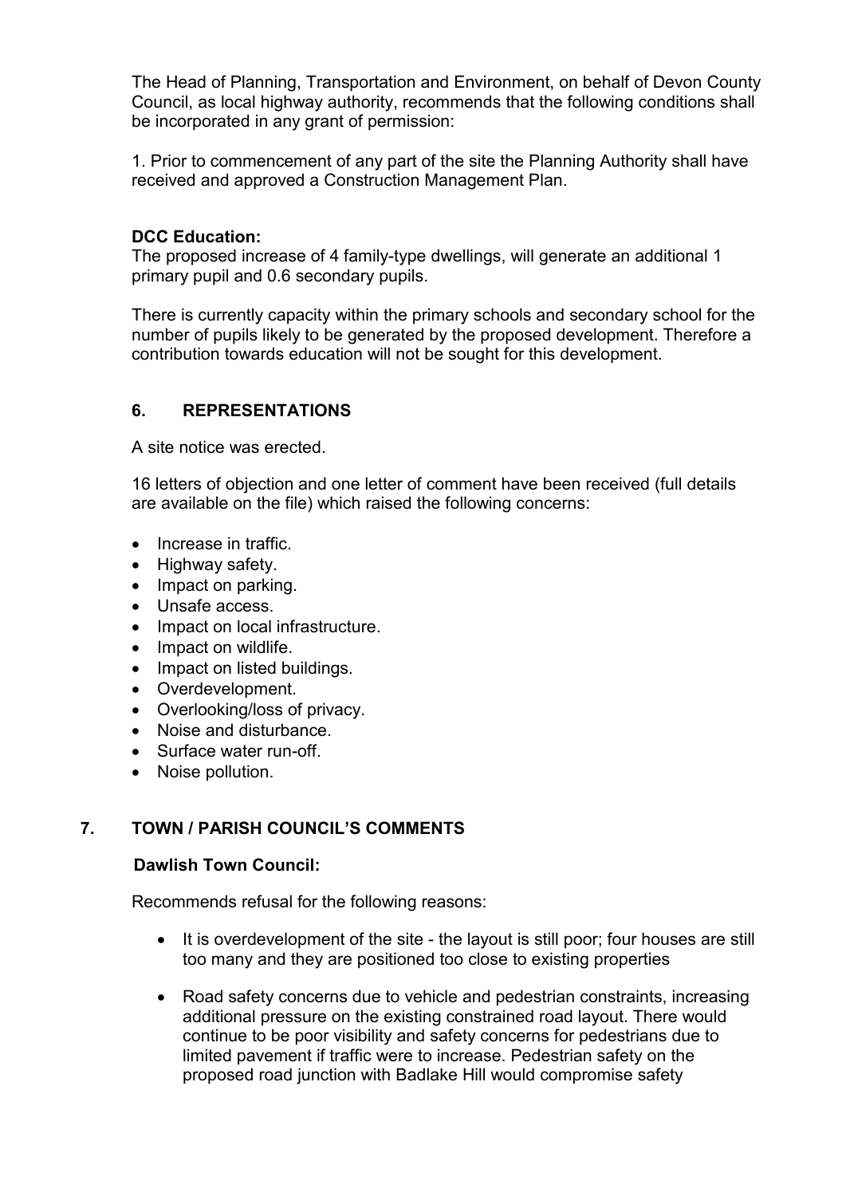The Head of Planning, Transportation and Environment, on behalf of Devon County Council, as local highway authority, recommends that the following conditions shall be incorporated in any grant of permission:

1. Prior to commencement of any part of the site the Planning Authority shall have received and approved a Construction Management Plan.

**DCC Education:**
The proposed increase of 4 family-type dwellings, will generate an additional 1 primary pupil and 0.6 secondary pupils.

There is currently capacity within the primary schools and secondary school for the number of pupils likely to be generated by the proposed development. Therefore a contribution towards education will not be sought for this development.

## 6. REPRESENTATIONS

A site notice was erected.

16 letters of objection and one letter of comment have been received (full details are available on the file) which raised the following concerns:

- Increase in traffic.
- Highway safety.
- Impact on parking.
- Unsafe access.
- Impact on local infrastructure.
- Impact on wildlife.
- Impact on listed buildings.
- Overdevelopment.
- Overlooking/loss of privacy.
- Noise and disturbance.
- Surface water run-off.
- Noise pollution.

## 7. TOWN / PARISH COUNCIL'S COMMENTS

**Dawlish Town Council:**

Recommends refusal for the following reasons:

- It is overdevelopment of the site - the layout is still poor; four houses are still too many and they are positioned too close to existing properties
- Road safety concerns due to vehicle and pedestrian constraints, increasing additional pressure on the existing constrained road layout. There would continue to be poor visibility and safety concerns for pedestrians due to limited pavement if traffic were to increase. Pedestrian safety on the proposed road junction with Badlake Hill would compromise safety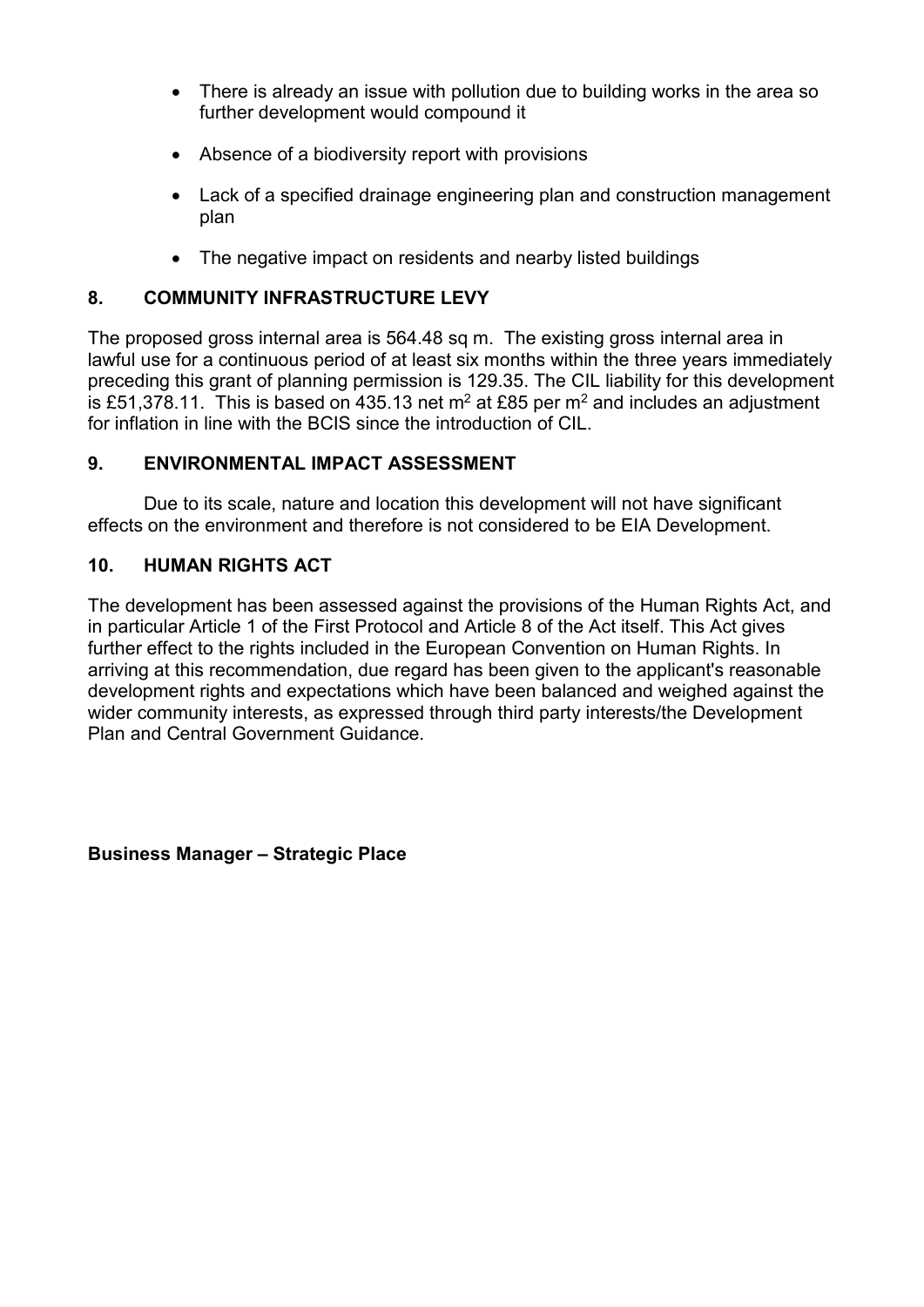- There is already an issue with pollution due to building works in the area so further development would compound it
- Absence of a biodiversity report with provisions
- Lack of a specified drainage engineering plan and construction management plan
- The negative impact on residents and nearby listed buildings

## 8. COMMUNITY INFRASTRUCTURE LEVY

The proposed gross internal area is 564.48 sq m. The existing gross internal area in lawful use for a continuous period of at least six months within the three years immediately preceding this grant of planning permission is 129.35. The CIL liability for this development is £51,378.11. This is based on 435.13 net $m^2$ at £85 per $m^2$ and includes an adjustment for inflation in line with the BCIS since the introduction of CIL.

## 9. ENVIRONMENTAL IMPACT ASSESSMENT

Due to its scale, nature and location this development will not have significant effects on the environment and therefore is not considered to be EIA Development.

## 10. HUMAN RIGHTS ACT

The development has been assessed against the provisions of the Human Rights Act, and in particular Article 1 of the First Protocol and Article 8 of the Act itself. This Act gives further effect to the rights included in the European Convention on Human Rights. In arriving at this recommendation, due regard has been given to the applicant's reasonable development rights and expectations which have been balanced and weighed against the wider community interests, as expressed through third party interests/the Development Plan and Central Government Guidance.

**Business Manager – Strategic Place**